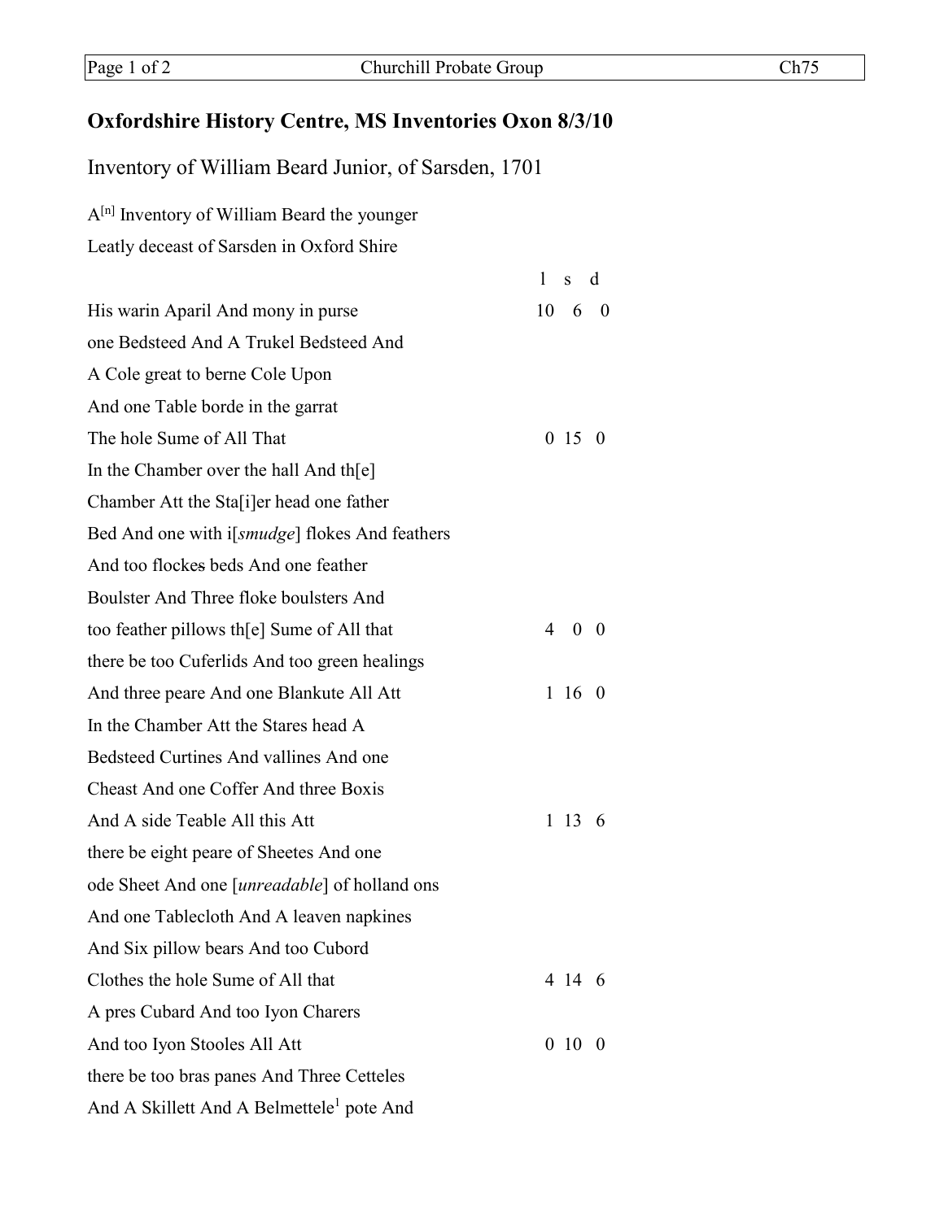## Oxfordshire History Centre, MS Inventories Oxon 8/3/10

### Inventory of William Beard Junior, of Sarsden, 1701

A[n] Inventory of William Beard the younger
Leatly deceast of Sarsden in Oxford Shire

| | l | s | d |
|---|---|---|---|
| His warin Aparil And mony in purse | 10 | 6 | 0 |
| one Bedsteed And A Trukel Bedsteed And | | | |
| A Cole great to berne Cole Upon | | | |
| And one Table borde in the garrat | | | |
| The hole Sume of All That | 0 | 15 | 0 |
| In the Chamber over the hall And th[e] | | | |
| Chamber Att the Sta[i]er head one father | | | |
| Bed And one with i[*smudge*] flokes And feathers | | | |
| And too flockes beds And one feather | | | |
| Boulster And Three floke boulsters And | | | |
| too feather pillows th[e] Sume of All that | 4 | 0 | 0 |
| there be too Cuferlids And too green healings | | | |
| And three peare And one Blankute All Att | 1 | 16 | 0 |
| In the Chamber Att the Stares head A | | | |
| Bedsteed Curtines And vallines And one | | | |
| Cheast And one Coffer And three Boxis | | | |
| And A side Teable All this Att | 1 | 13 | 6 |
| there be eight peare of Sheetes And one | | | |
| ode Sheet And one [*unreadable*] of holland ons | | | |
| And one Tablecloth And A leaven napkines | | | |
| And Six pillow bears And too Cubord | | | |
| Clothes the hole Sume of All that | 4 | 14 | 6 |
| A pres Cubard And too Iyon Charers | | | |
| And too Iyon Stooles All Att | 0 | 10 | 0 |
| there be too bras panes And Three Cetteles | | | |
| And A Skillett And A Belmettele[1] pote And | | | |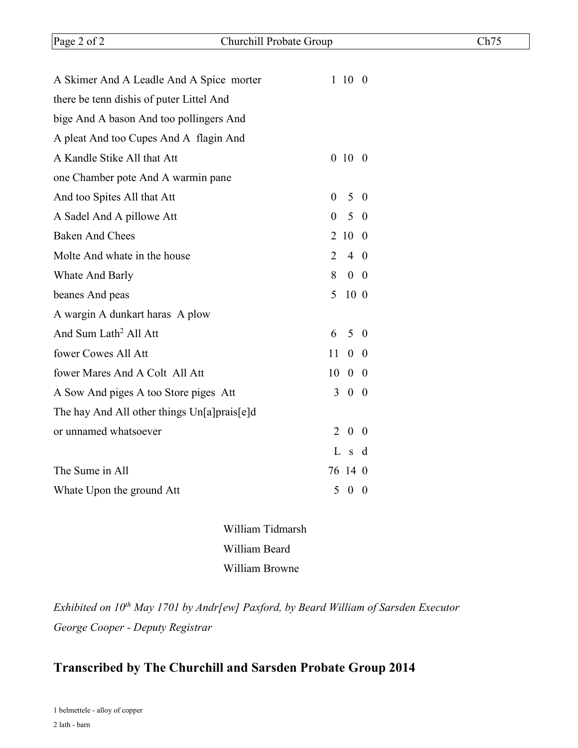| | | | |
|---|---|---|---|
| A Skimer And A Leadle And A Spice morter | 1 | 10 | 0 |
| there be tenn dishis of puter Littel And | | | |
| bige And A bason And too pollingers And | | | |
| A pleat And too Cupes And A flagin And | | | |
| A Kandle Stike All that Att | 0 | 10 | 0 |
| one Chamber pote And A warmin pane | | | |
| And too Spites All that Att | 0 | 5 | 0 |
| A Sadel And A pillowe Att | 0 | 5 | 0 |
| Baken And Chees | 2 | 10 | 0 |
| Molte And whate in the house | 2 | 4 | 0 |
| Whate And Barly | 8 | 0 | 0 |
| beanes And peas | 5 | 10 | 0 |
| A wargin A dunkart haras A plow | | | |
| And Sum Lath[2] All Att | 6 | 5 | 0 |
| fower Cowes All Att | 11 | 0 | 0 |
| fower Mares And A Colt All Att | 10 | 0 | 0 |
| A Sow And piges A too Store piges Att | 3 | 0 | 0 |
| The hay And All other things Un[a]prais[e]d | | | |
| or unnamed whatsoever | 2 | 0 | 0 |
| | L | s | d |
| The Sume in All | 76 | 14 | 0 |
| Whate Upon the ground Att | 5 | 0 | 0 |

William Tidmarsh
William Beard
William Browne

*Exhibited on 10th May 1701 by Andr[ew] Paxford, by Beard William of Sarsden Executor*
*George Cooper - Deputy Registrar*

## Transcribed by The Churchill and Sarsden Probate Group 2014

1 belmettele - alloy of copper
2 lath - barn